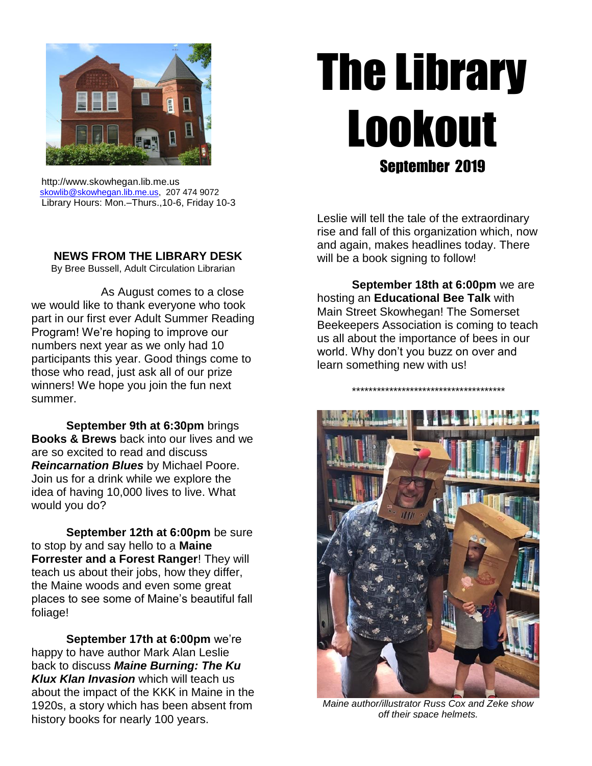# The Library Lookout

## September 2019

http://www.skowhegan.lib.me.us
skowlib@skowhegan.lib.me.us, 207 474 9072
Library Hours: Mon.–Thurs.,10-6, Friday 10-3

### NEWS FROM THE LIBRARY DESK

By Bree Bussell, Adult Circulation Librarian

As August comes to a close we would like to thank everyone who took part in our first ever Adult Summer Reading Program! We're hoping to improve our numbers next year as we only had 10 participants this year. Good things come to those who read, just ask all of our prize winners! We hope you join the fun next summer.

**September 9th at 6:30pm** brings **Books & Brews** back into our lives and we are so excited to read and discuss ***Reincarnation Blues*** by Michael Poore. Join us for a drink while we explore the idea of having 10,000 lives to live. What would you do?

**September 12th at 6:00pm** be sure to stop by and say hello to a **Maine Forrester and a Forest Ranger**! They will teach us about their jobs, how they differ, the Maine woods and even some great places to see some of Maine's beautiful fall foliage!

**September 17th at 6:00pm** we're happy to have author Mark Alan Leslie back to discuss ***Maine Burning: The Ku Klux Klan Invasion*** which will teach us about the impact of the KKK in Maine in the 1920s, a story which has been absent from history books for nearly 100 years. Leslie will tell the tale of the extraordinary rise and fall of this organization which, now and again, makes headlines today. There will be a book signing to follow!

**September 18th at 6:00pm** we are hosting an **Educational Bee Talk** with Main Street Skowhegan! The Somerset Beekeepers Association is coming to teach us all about the importance of bees in our world. Why don't you buzz on over and learn something new with us!

****************************************

*Maine author/illustrator Russ Cox and Zeke show off their space helmets.*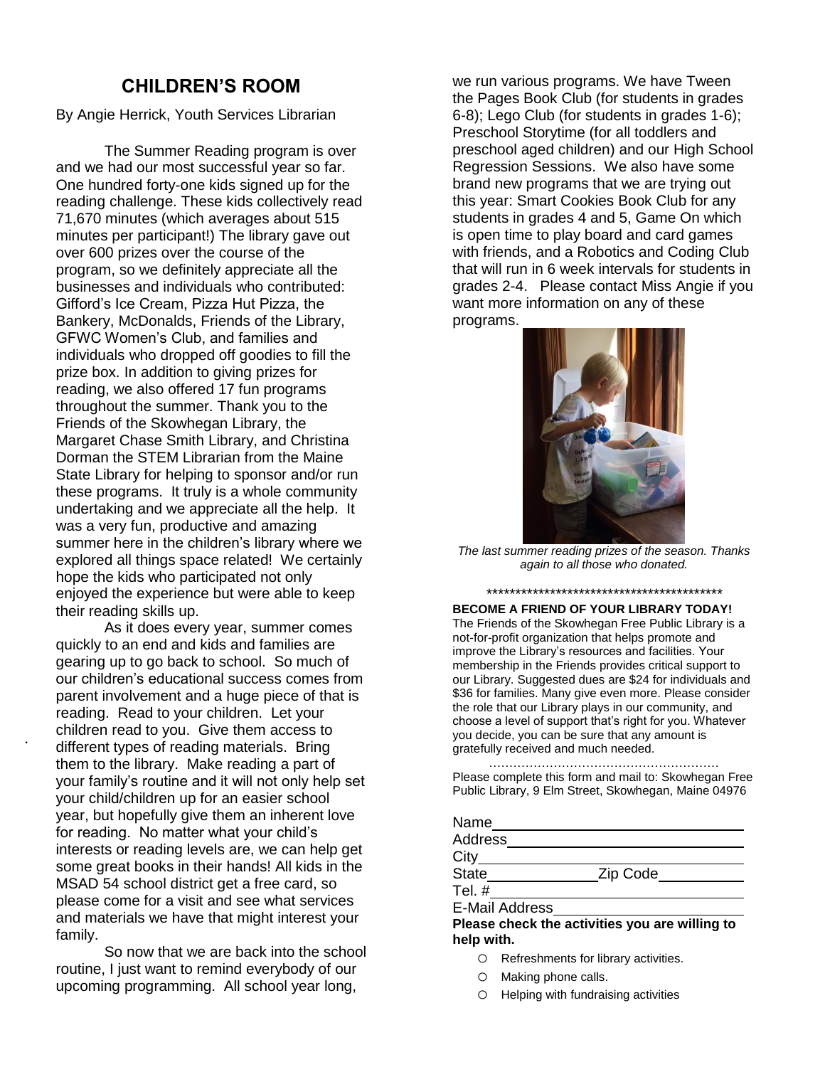## CHILDREN'S ROOM

By Angie Herrick, Youth Services Librarian

The Summer Reading program is over and we had our most successful year so far. One hundred forty-one kids signed up for the reading challenge. These kids collectively read 71,670 minutes (which averages about 515 minutes per participant!) The library gave out over 600 prizes over the course of the program, so we definitely appreciate all the businesses and individuals who contributed: Gifford's Ice Cream, Pizza Hut Pizza, the Bankery, McDonalds, Friends of the Library, GFWC Women's Club, and families and individuals who dropped off goodies to fill the prize box. In addition to giving prizes for reading, we also offered 17 fun programs throughout the summer. Thank you to the Friends of the Skowhegan Library, the Margaret Chase Smith Library, and Christina Dorman the STEM Librarian from the Maine State Library for helping to sponsor and/or run these programs. It truly is a whole community undertaking and we appreciate all the help. It was a very fun, productive and amazing summer here in the children's library where we explored all things space related! We certainly hope the kids who participated not only enjoyed the experience but were able to keep their reading skills up.

As it does every year, summer comes quickly to an end and kids and families are gearing up to go back to school. So much of our children's educational success comes from parent involvement and a huge piece of that is reading. Read to your children. Let your children read to you. Give them access to different types of reading materials. Bring them to the library. Make reading a part of your family's routine and it will not only help set your child/children up for an easier school year, but hopefully give them an inherent love for reading. No matter what your child's interests or reading levels are, we can help get some great books in their hands! All kids in the MSAD 54 school district get a free card, so please come for a visit and see what services and materials we have that might interest your family.

So now that we are back into the school routine, I just want to remind everybody of our upcoming programming. All school year long, we run various programs. We have Tween the Pages Book Club (for students in grades 6-8); Lego Club (for students in grades 1-6); Preschool Storytime (for all toddlers and preschool aged children) and our High School Regression Sessions. We also have some brand new programs that we are trying out this year: Smart Cookies Book Club for any students in grades 4 and 5, Game On which is open time to play board and card games with friends, and a Robotics and Coding Club that will run in 6 week intervals for students in grades 2-4. Please contact Miss Angie if you want more information on any of these programs.

*The last summer reading prizes of the season. Thanks again to all those who donated.*

******************************************

**BECOME A FRIEND OF YOUR LIBRARY TODAY!**

The Friends of the Skowhegan Free Public Library is a not-for-profit organization that helps promote and improve the Library's resources and facilities. Your membership in the Friends provides critical support to our Library. Suggested dues are $24 for individuals and $36 for families. Many give even more. Please consider the role that our Library plays in our community, and choose a level of support that's right for you. Whatever you decide, you can be sure that any amount is gratefully received and much needed.

…………………………………………………

Please complete this form and mail to: Skowhegan Free Public Library, 9 Elm Street, Skowhegan, Maine 04976

Name\_\_\_\_\_\_\_\_\_\_\_\_\_\_\_\_\_\_\_\_\_\_\_\_\_\_\_\_

Address\_\_\_\_\_\_\_\_\_\_\_\_\_\_\_\_\_\_\_\_\_\_\_\_\_\_

City\_\_\_\_\_\_\_\_\_\_\_\_\_\_\_\_\_\_\_\_\_\_\_\_\_\_\_\_\_

State\_\_\_\_\_\_\_\_\_\_\_\_ Zip Code\_\_\_\_\_\_\_\_\_\_

Tel. #\_\_\_\_\_\_\_\_\_\_\_\_\_\_\_\_\_\_\_\_\_\_\_\_\_\_\_\_

E-Mail Address\_\_\_\_\_\_\_\_\_\_\_\_\_\_\_\_\_\_\_\_\_\_

**Please check the activities you are willing to help with.**

- ○ Refreshments for library activities.
- ○ Making phone calls.
- ○ Helping with fundraising activities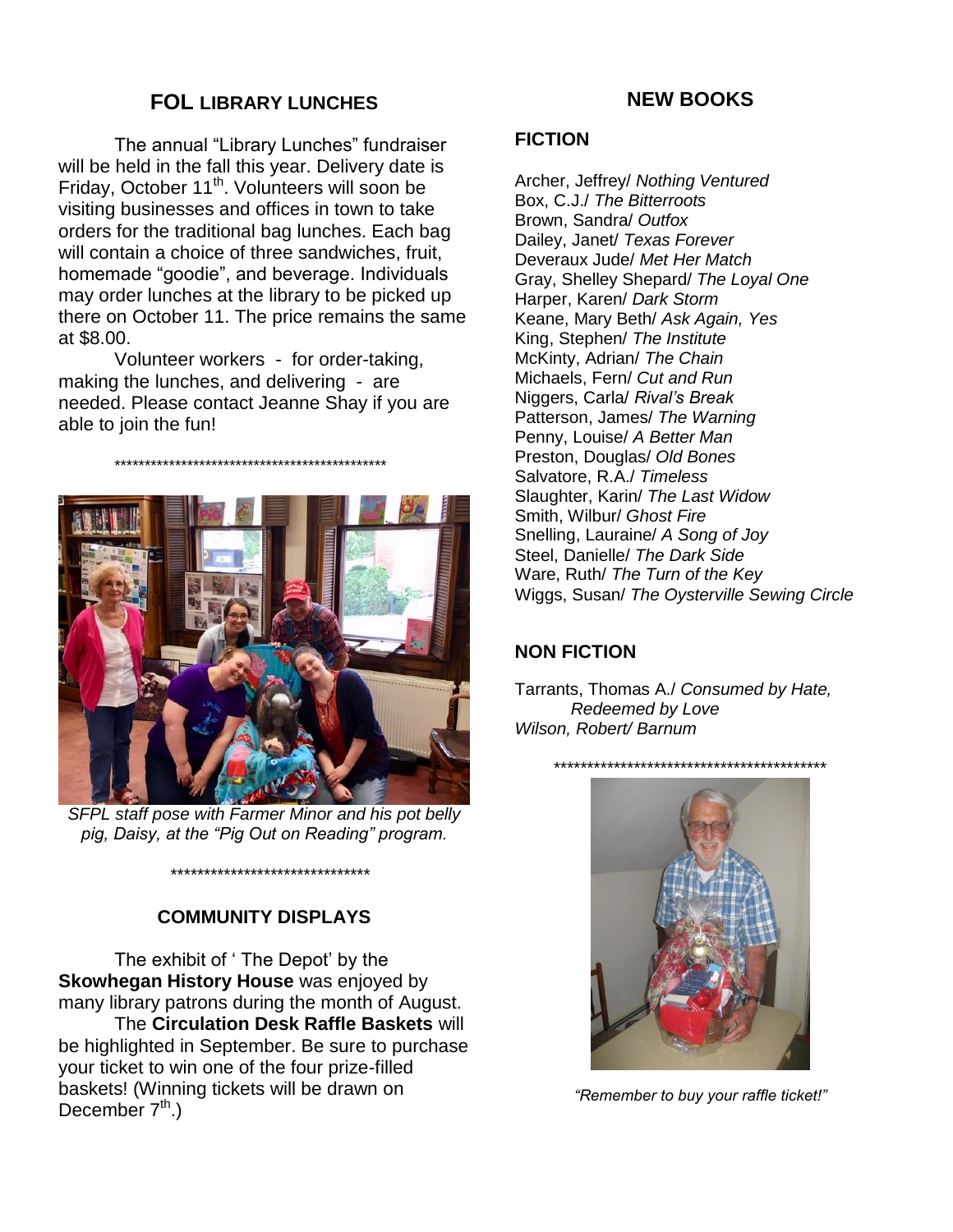## FOL LIBRARY LUNCHES

The annual "Library Lunches" fundraiser will be held in the fall this year. Delivery date is Friday, October 11th. Volunteers will soon be visiting businesses and offices in town to take orders for the traditional bag lunches. Each bag will contain a choice of three sandwiches, fruit, homemade "goodie", and beverage. Individuals may order lunches at the library to be picked up there on October 11. The price remains the same at $8.00.

Volunteer workers - for order-taking, making the lunches, and delivering - are needed. Please contact Jeanne Shay if you are able to join the fun!

\*\*\*\*\*\*\*\*\*\*\*\*\*\*\*\*\*\*\*\*\*\*\*\*\*\*\*\*\*\*\*\*\*\*\*\*\*\*\*\*\*\*\*\*\*\*\*\*

*SFPL staff pose with Farmer Minor and his pot belly pig, Daisy, at the "Pig Out on Reading" program.*

\*\*\*\*\*\*\*\*\*\*\*\*\*\*\*\*\*\*\*\*\*\*\*\*\*\*\*\*\*\*\*

## COMMUNITY DISPLAYS

The exhibit of ' The Depot' by the **Skowhegan History House** was enjoyed by many library patrons during the month of August.

The **Circulation Desk Raffle Baskets** will be highlighted in September. Be sure to purchase your ticket to win one of the four prize-filled baskets! (Winning tickets will be drawn on December 7th.)

## NEW BOOKS

### FICTION

Archer, Jeffrey/ *Nothing Ventured*
Box, C.J./ *The Bitterroots*
Brown, Sandra/ *Outfox*
Dailey, Janet/ *Texas Forever*
Deveraux Jude/ *Met Her Match*
Gray, Shelley Shepard/ *The Loyal One*
Harper, Karen/ *Dark Storm*
Keane, Mary Beth/ *Ask Again, Yes*
King, Stephen/ *The Institute*
McKinty, Adrian/ *The Chain*
Michaels, Fern/ *Cut and Run*
Niggers, Carla/ *Rival's Break*
Patterson, James/ *The Warning*
Penny, Louise/ *A Better Man*
Preston, Douglas/ *Old Bones*
Salvatore, R.A./ *Timeless*
Slaughter, Karin/ *The Last Widow*
Smith, Wilbur/ *Ghost Fire*
Snelling, Lauraine/ *A Song of Joy*
Steel, Danielle/ *The Dark Side*
Ware, Ruth/ *The Turn of the Key*
Wiggs, Susan/ *The Oysterville Sewing Circle*

### NON FICTION

Tarrants, Thomas A./ *Consumed by Hate, Redeemed by Love*
*Wilson, Robert/ Barnum*

\*\*\*\*\*\*\*\*\*\*\*\*\*\*\*\*\*\*\*\*\*\*\*\*\*\*\*\*\*\*\*\*\*\*\*\*\*\*\*\*\*\*\*\*\*

*"Remember to buy your raffle ticket!"*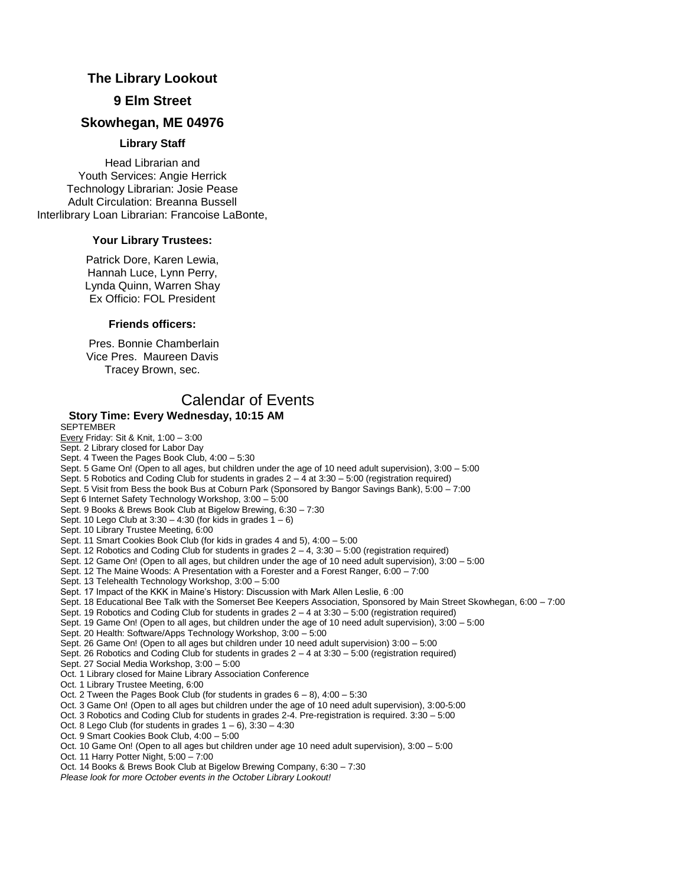**The Library Lookout**

**9 Elm Street**

**Skowhegan, ME 04976**

**Library Staff**

Head Librarian and
Youth Services: Angie Herrick
Technology Librarian: Josie Pease
Adult Circulation: Breanna Bussell
Interlibrary Loan Librarian: Francoise LaBonte,

**Your Library Trustees:**

Patrick Dore, Karen Lewia,
Hannah Luce, Lynn Perry,
Lynda Quinn, Warren Shay
Ex Officio: FOL President

**Friends officers:**

Pres. Bonnie Chamberlain
Vice Pres. Maureen Davis
Tracey Brown, sec.

# Calendar of Events

**Story Time: Every Wednesday, 10:15 AM**

SEPTEMBER
Every Friday: Sit & Knit, 1:00 – 3:00
Sept. 2 Library closed for Labor Day
Sept. 4 Tween the Pages Book Club, 4:00 – 5:30
Sept. 5 Game On! (Open to all ages, but children under the age of 10 need adult supervision), 3:00 – 5:00
Sept. 5 Robotics and Coding Club for students in grades 2 – 4 at 3:30 – 5:00 (registration required)
Sept. 5 Visit from Bess the book Bus at Coburn Park (Sponsored by Bangor Savings Bank), 5:00 – 7:00
Sept 6 Internet Safety Technology Workshop, 3:00 – 5:00
Sept. 9 Books & Brews Book Club at Bigelow Brewing, 6:30 – 7:30
Sept. 10 Lego Club at 3:30 – 4:30 (for kids in grades 1 – 6)
Sept. 10 Library Trustee Meeting, 6:00
Sept. 11 Smart Cookies Book Club (for kids in grades 4 and 5), 4:00 – 5:00
Sept. 12 Robotics and Coding Club for students in grades 2 – 4, 3:30 – 5:00 (registration required)
Sept. 12 Game On! (Open to all ages, but children under the age of 10 need adult supervision), 3:00 – 5:00
Sept. 12 The Maine Woods: A Presentation with a Forester and a Forest Ranger, 6:00 – 7:00
Sept. 13 Telehealth Technology Workshop, 3:00 – 5:00
Sept. 17 Impact of the KKK in Maine's History: Discussion with Mark Allen Leslie, 6 :00
Sept. 18 Educational Bee Talk with the Somerset Bee Keepers Association, Sponsored by Main Street Skowhegan, 6:00 – 7:00
Sept. 19 Robotics and Coding Club for students in grades 2 – 4 at 3:30 – 5:00 (registration required)
Sept. 19 Game On! (Open to all ages, but children under the age of 10 need adult supervision), 3:00 – 5:00
Sept. 20 Health: Software/Apps Technology Workshop, 3:00 – 5:00
Sept. 26 Game On! (Open to all ages but children under 10 need adult supervision) 3:00 – 5:00
Sept. 26 Robotics and Coding Club for students in grades 2 – 4 at 3:30 – 5:00 (registration required)
Sept. 27 Social Media Workshop, 3:00 – 5:00
Oct. 1 Library closed for Maine Library Association Conference
Oct. 1 Library Trustee Meeting, 6:00
Oct. 2 Tween the Pages Book Club (for students in grades 6 – 8), 4:00 – 5:30
Oct. 3 Game On! (Open to all ages but children under the age of 10 need adult supervision), 3:00-5:00
Oct. 3 Robotics and Coding Club for students in grades 2-4. Pre-registration is required. 3:30 – 5:00
Oct. 8 Lego Club (for students in grades 1 – 6), 3:30 – 4:30
Oct. 9 Smart Cookies Book Club, 4:00 – 5:00
Oct. 10 Game On! (Open to all ages but children under age 10 need adult supervision), 3:00 – 5:00
Oct. 11 Harry Potter Night, 5:00 – 7:00
Oct. 14 Books & Brews Book Club at Bigelow Brewing Company, 6:30 – 7:30
*Please look for more October events in the October Library Lookout!*